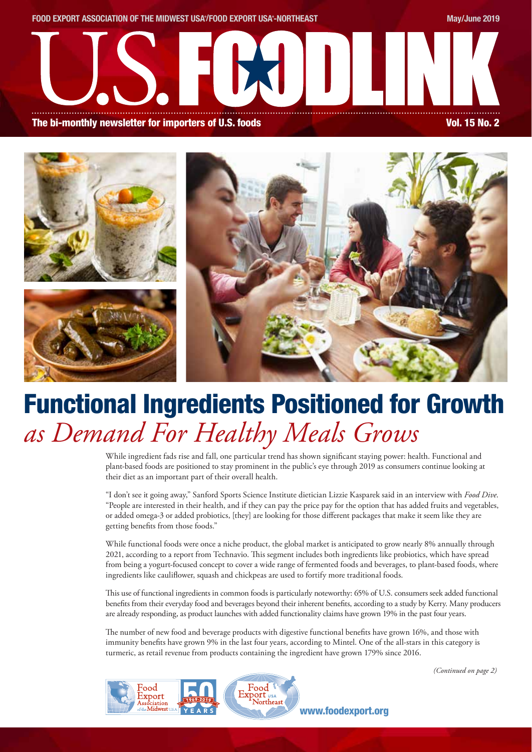FOOD EXPORT ASSOCIATION OF THE MIDWEST USA®/FOOD EXPORT USA®-NORTHEAST

May/June 2019

# U.S. FOODLINK

**The bi-monthly newsletter for importers of U.S. foods**

**Vol. 15 No. 2**

# Functional Ingredients Positioned for Growth *as Demand For Healthy Meals Grows*

While ingredient fads rise and fall, one particular trend has shown significant staying power: health. Functional and plant-based foods are positioned to stay prominent in the public's eye through 2019 as consumers continue looking at their diet as an important part of their overall health.

"I don't see it going away," Sanford Sports Science Institute dietician Lizzie Kasparek said in an interview with *Food Dive*. "People are interested in their health, and if they can pay the price pay for the option that has added fruits and vegetables, or added omega-3 or added probiotics, [they] are looking for those different packages that make it seem like they are getting benefits from those foods."

While functional foods were once a niche product, the global market is anticipated to grow nearly 8% annually through 2021, according to a report from Technavio. This segment includes both ingredients like probiotics, which have spread from being a yogurt-focused concept to cover a wide range of fermented foods and beverages, to plant-based foods, where ingredients like cauliflower, squash and chickpeas are used to fortify more traditional foods.

This use of functional ingredients in common foods is particularly noteworthy: 65% of U.S. consumers seek added functional benefits from their everyday food and beverages beyond their inherent benefits, according to a study by Kerry. Many producers are already responding, as product launches with added functionality claims have grown 19% in the past four years.

The number of new food and beverage products with digestive functional benefits have grown 16%, and those with immunity benefits have grown 9% in the last four years, according to Mintel. One of the all-stars in this category is turmeric, as retail revenue from products containing the ingredient have grown 179% since 2016.

*(Continued on page 2)*

www.foodexport.org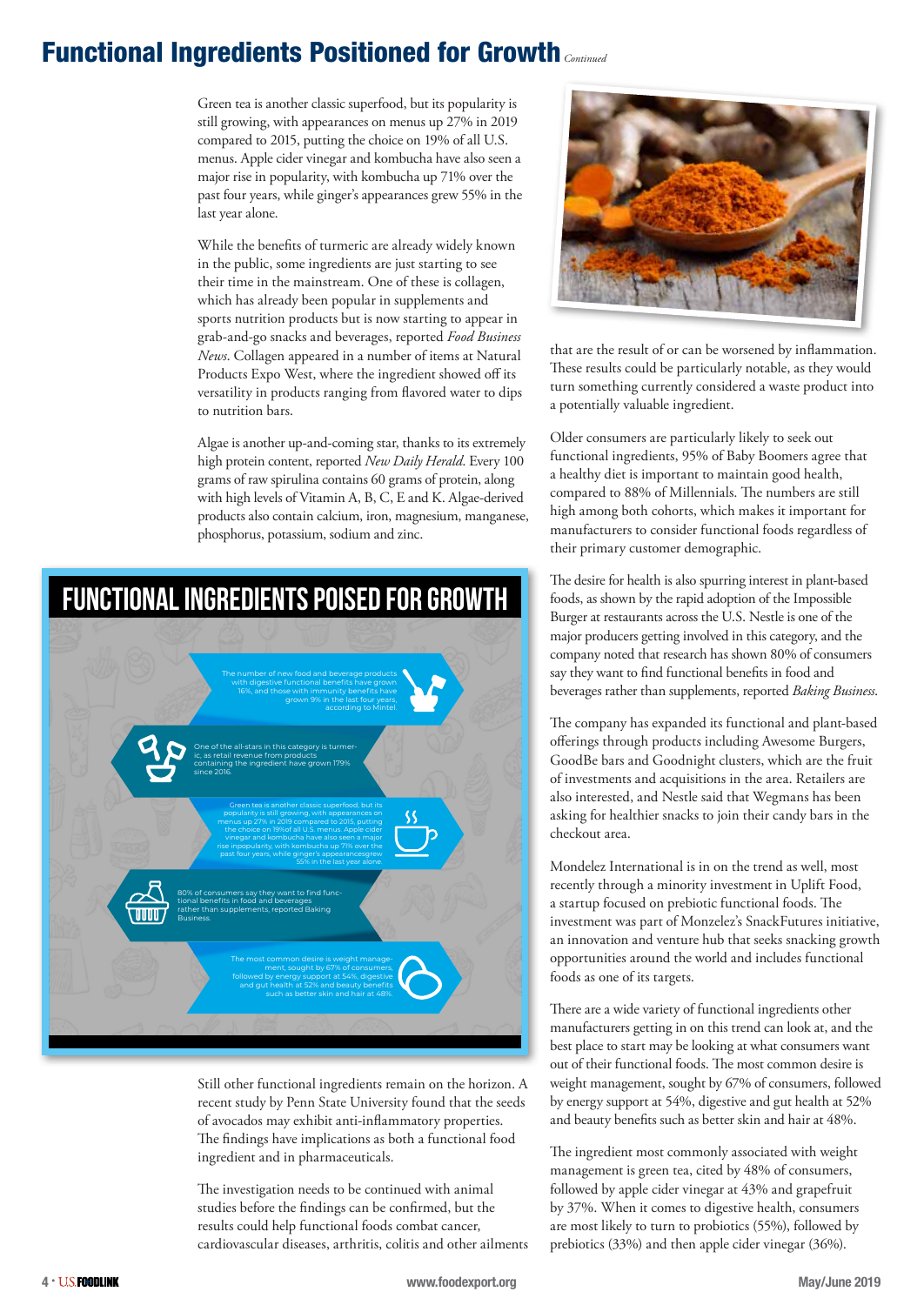# Functional Ingredients Positioned for Growth *Continued*

Green tea is another classic superfood, but its popularity is still growing, with appearances on menus up 27% in 2019 compared to 2015, putting the choice on 19% of all U.S. menus. Apple cider vinegar and kombucha have also seen a major rise in popularity, with kombucha up 71% over the past four years, while ginger's appearances grew 55% in the last year alone.

While the benefits of turmeric are already widely known in the public, some ingredients are just starting to see their time in the mainstream. One of these is collagen, which has already been popular in supplements and sports nutrition products but is now starting to appear in grab-and-go snacks and beverages, reported *Food Business News*. Collagen appeared in a number of items at Natural Products Expo West, where the ingredient showed off its versatility in products ranging from flavored water to dips to nutrition bars.

Algae is another up-and-coming star, thanks to its extremely high protein content, reported *New Daily Herald*. Every 100 grams of raw spirulina contains 60 grams of protein, along with high levels of Vitamin A, B, C, E and K. Algae-derived products also contain calcium, iron, magnesium, manganese, phosphorus, potassium, sodium and zinc.

## FUNCTIONAL INGREDIENTS POISED FOR GROWTH

- The number of new food and beverage products with digestive functional benefits have grown 16%, and those with immunity benefits have grown 9% in the last four years, according to Mintel.
- One of the all-stars in this category is turmeric, as retail revenue from products containing the ingredient have grown 179% since 2016.
- Green tea is another classic superfood, but its popularity is still growing, with appearances on menus up 27% in 2019 compared to 2015, putting the choice on 19% of all U.S. menus. Apple cider vinegar and kombucha have also seen a major rise inpopularity, with kombucha up 71% over the past four years, while ginger's appearancesgrew 55% in the last year alone.
- 80% of consumers say they want to find functional benefits in food and beverages rather than supplements, reported Baking Business.
- The most common desire is weight management, sought by 67% of consumers, followed by energy support at 54%, digestive and gut health at 52% and beauty benefits such as better skin and hair at 48%.

Still other functional ingredients remain on the horizon. A recent study by Penn State University found that the seeds of avocados may exhibit anti-inflammatory properties. The findings have implications as both a functional food ingredient and in pharmaceuticals.

The investigation needs to be continued with animal studies before the findings can be confirmed, but the results could help functional foods combat cancer, cardiovascular diseases, arthritis, colitis and other ailments that are the result of or can be worsened by inflammation. These results could be particularly notable, as they would turn something currently considered a waste product into a potentially valuable ingredient.

Older consumers are particularly likely to seek out functional ingredients, 95% of Baby Boomers agree that a healthy diet is important to maintain good health, compared to 88% of Millennials. The numbers are still high among both cohorts, which makes it important for manufacturers to consider functional foods regardless of their primary customer demographic.

The desire for health is also spurring interest in plant-based foods, as shown by the rapid adoption of the Impossible Burger at restaurants across the U.S. Nestle is one of the major producers getting involved in this category, and the company noted that research has shown 80% of consumers say they want to find functional benefits in food and beverages rather than supplements, reported *Baking Business*.

The company has expanded its functional and plant-based offerings through products including Awesome Burgers, GoodBe bars and Goodnight clusters, which are the fruit of investments and acquisitions in the area. Retailers are also interested, and Nestle said that Wegmans has been asking for healthier snacks to join their candy bars in the checkout area.

Mondelez International is in on the trend as well, most recently through a minority investment in Uplift Food, a startup focused on prebiotic functional foods. The investment was part of Monzelez's SnackFutures initiative, an innovation and venture hub that seeks snacking growth opportunities around the world and includes functional foods as one of its targets.

There are a wide variety of functional ingredients other manufacturers getting in on this trend can look at, and the best place to start may be looking at what consumers want out of their functional foods. The most common desire is weight management, sought by 67% of consumers, followed by energy support at 54%, digestive and gut health at 52% and beauty benefits such as better skin and hair at 48%.

The ingredient most commonly associated with weight management is green tea, cited by 48% of consumers, followed by apple cider vinegar at 43% and grapefruit by 37%. When it comes to digestive health, consumers are most likely to turn to probiotics (55%), followed by prebiotics (33%) and then apple cider vinegar (36%).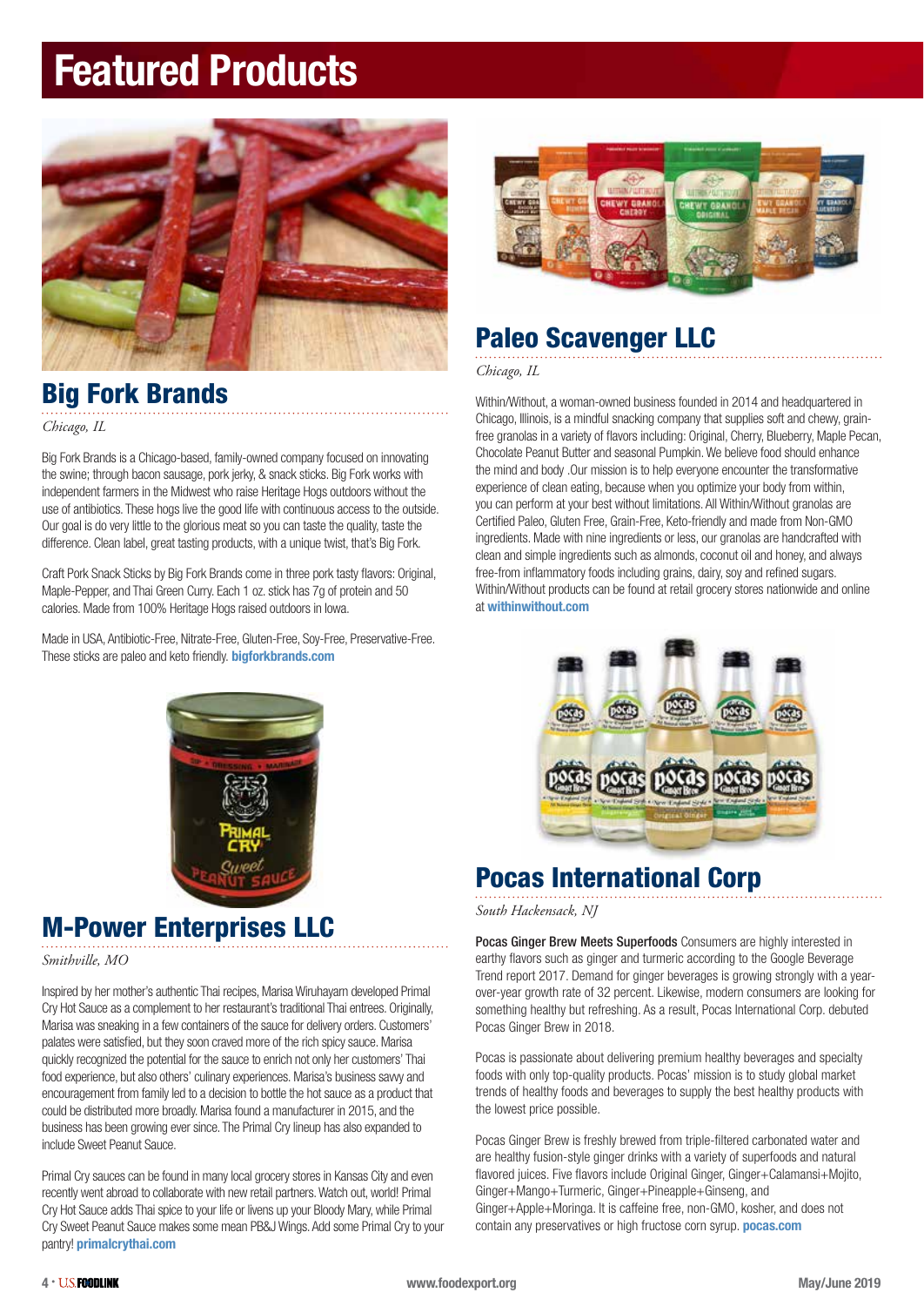# Featured Products

## Big Fork Brands

*Chicago, IL*

Big Fork Brands is a Chicago-based, family-owned company focused on innovating the swine; through bacon sausage, pork jerky, & snack sticks. Big Fork works with independent farmers in the Midwest who raise Heritage Hogs outdoors without the use of antibiotics. These hogs live the good life with continuous access to the outside. Our goal is do very little to the glorious meat so you can taste the quality, taste the difference. Clean label, great tasting products, with a unique twist, that's Big Fork.

Craft Pork Snack Sticks by Big Fork Brands come in three pork tasty flavors: Original, Maple-Pepper, and Thai Green Curry. Each 1 oz. stick has 7g of protein and 50 calories. Made from 100% Heritage Hogs raised outdoors in Iowa.

Made in USA, Antibiotic-Free, Nitrate-Free, Gluten-Free, Soy-Free, Preservative-Free. These sticks are paleo and keto friendly. **bigforkbrands.com**

## M-Power Enterprises LLC

*Smithville, MO*

Inspired by her mother's authentic Thai recipes, Marisa Wiruhayarn developed Primal Cry Hot Sauce as a complement to her restaurant's traditional Thai entrees. Originally, Marisa was sneaking in a few containers of the sauce for delivery orders. Customers' palates were satisfied, but they soon craved more of the rich spicy sauce. Marisa quickly recognized the potential for the sauce to enrich not only her customers' Thai food experience, but also others' culinary experiences. Marisa's business savvy and encouragement from family led to a decision to bottle the hot sauce as a product that could be distributed more broadly. Marisa found a manufacturer in 2015, and the business has been growing ever since. The Primal Cry lineup has also expanded to include Sweet Peanut Sauce.

Primal Cry sauces can be found in many local grocery stores in Kansas City and even recently went abroad to collaborate with new retail partners. Watch out, world! Primal Cry Hot Sauce adds Thai spice to your life or livens up your Bloody Mary, while Primal Cry Sweet Peanut Sauce makes some mean PB&J Wings. Add some Primal Cry to your pantry! **primalcrythai.com**

## Paleo Scavenger LLC

*Chicago, IL*

Within/Without, a woman-owned business founded in 2014 and headquartered in Chicago, Illinois, is a mindful snacking company that supplies soft and chewy, grain-free granolas in a variety of flavors including: Original, Cherry, Blueberry, Maple Pecan, Chocolate Peanut Butter and seasonal Pumpkin. We believe food should enhance the mind and body .Our mission is to help everyone encounter the transformative experience of clean eating, because when you optimize your body from within, you can perform at your best without limitations. All Within/Without granolas are Certified Paleo, Gluten Free, Grain-Free, Keto-friendly and made from Non-GMO ingredients. Made with nine ingredients or less, our granolas are handcrafted with clean and simple ingredients such as almonds, coconut oil and honey, and always free-from inflammatory foods including grains, dairy, soy and refined sugars. Within/Without products can be found at retail grocery stores nationwide and online at **withinwithout.com**

## Pocas International Corp

*South Hackensack, NJ*

**Pocas Ginger Brew Meets Superfoods** Consumers are highly interested in earthy flavors such as ginger and turmeric according to the Google Beverage Trend report 2017. Demand for ginger beverages is growing strongly with a year-over-year growth rate of 32 percent. Likewise, modern consumers are looking for something healthy but refreshing. As a result, Pocas International Corp. debuted Pocas Ginger Brew in 2018.

Pocas is passionate about delivering premium healthy beverages and specialty foods with only top-quality products. Pocas' mission is to study global market trends of healthy foods and beverages to supply the best healthy products with the lowest price possible.

Pocas Ginger Brew is freshly brewed from triple-filtered carbonated water and are healthy fusion-style ginger drinks with a variety of superfoods and natural flavored juices. Five flavors include Original Ginger, Ginger+Calamansi+Mojito, Ginger+Mango+Turmeric, Ginger+Pineapple+Ginseng, and Ginger+Apple+Moringa. It is caffeine free, non-GMO, kosher, and does not contain any preservatives or high fructose corn syrup. **pocas.com**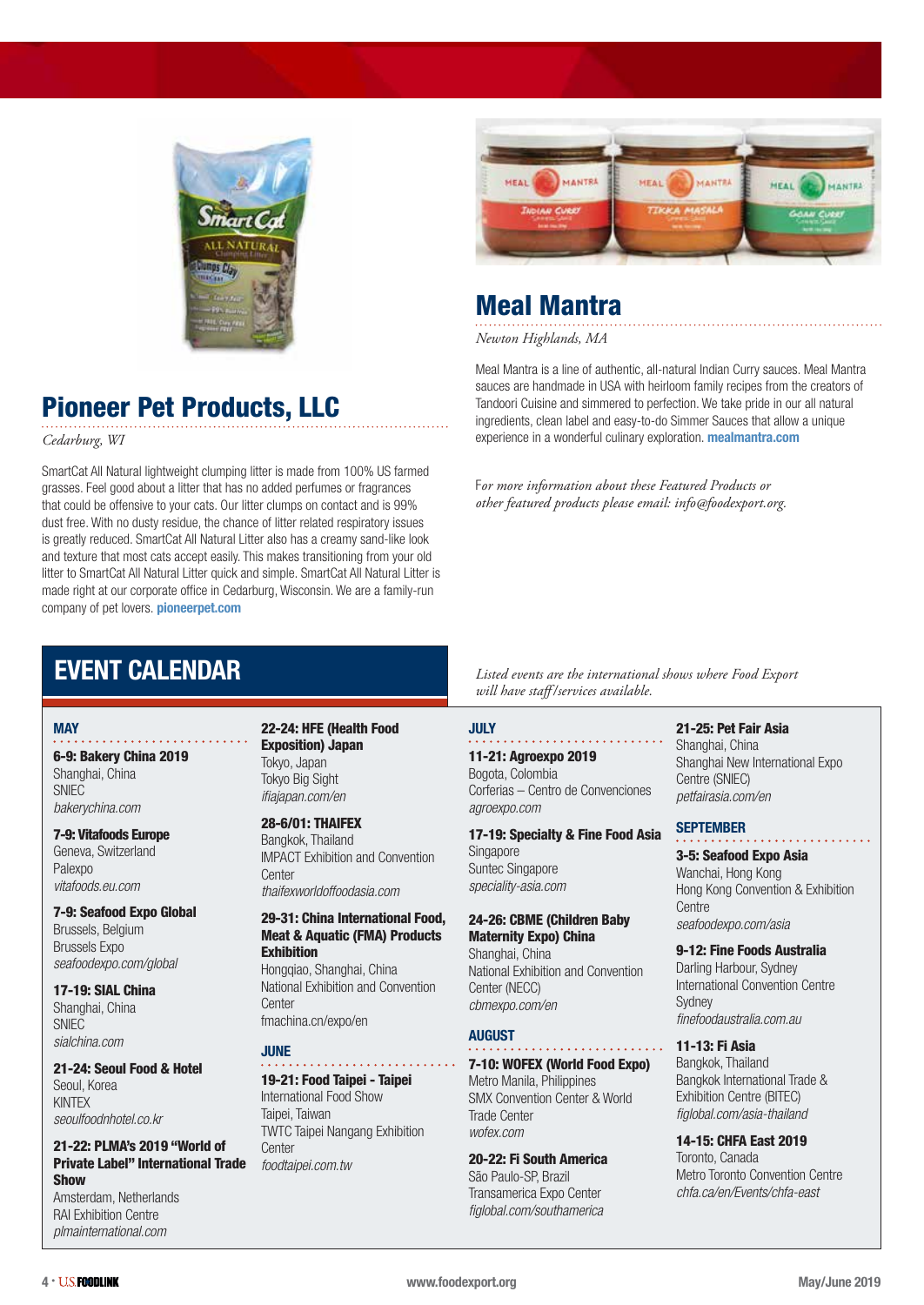## Pioneer Pet Products, LLC

*Cedarburg, WI*

SmartCat All Natural lightweight clumping litter is made from 100% US farmed grasses. Feel good about a litter that has no added perfumes or fragrances that could be offensive to your cats. Our litter clumps on contact and is 99% dust free. With no dusty residue, the chance of litter related respiratory issues is greatly reduced. SmartCat All Natural Litter also has a creamy sand-like look and texture that most cats accept easily. This makes transitioning from your old litter to SmartCat All Natural Litter quick and simple. SmartCat All Natural Litter is made right at our corporate office in Cedarburg, Wisconsin. We are a family-run company of pet lovers. **pioneerpet.com**

## Meal Mantra

*Newton Highlands, MA*

Meal Mantra is a line of authentic, all-natural Indian Curry sauces. Meal Mantra sauces are handmade in USA with heirloom family recipes from the creators of Tandoori Cuisine and simmered to perfection. We take pride in our all natural ingredients, clean label and easy-to-do Simmer Sauces that allow a unique experience in a wonderful culinary exploration. **mealmantra.com**

*For more information about these Featured Products or other featured products please email: info@foodexport.org.*

# EVENT CALENDAR

*Listed events are the international shows where Food Export will have staff/services available.*

### MAY

**6-9: Bakery China 2019**
Shanghai, China
SNIEC
*bakerychina.com*

**7-9: Vitafoods Europe**
Geneva, Switzerland
Palexpo
*vitafoods.eu.com*

**7-9: Seafood Expo Global**
Brussels, Belgium
Brussels Expo
*seafoodexpo.com/global*

**17-19: SIAL China**
Shanghai, China
SNIEC
*sialchina.com*

**21-24: Seoul Food & Hotel**
Seoul, Korea
KINTEX
*seoulfoodnhotel.co.kr*

**21-22: PLMA's 2019 "World of Private Label" International Trade Show**
Amsterdam, Netherlands
RAI Exhibition Centre
*plmainternational.com*

**22-24: HFE (Health Food Exposition) Japan**
Tokyo, Japan
Tokyo Big Sight
*ifiajapan.com/en*

**28-6/01: THAIFEX**
Bangkok, Thailand
IMPACT Exhibition and Convention Center
*thaifexworldoffoodasia.com*

**29-31: China International Food, Meat & Aquatic (FMA) Products Exhibition**
Hongqiao, Shanghai, China
National Exhibition and Convention Center
fmachina.cn/expo/en

### JUNE

**19-21: Food Taipei - Taipei**
International Food Show
Taipei, Taiwan
TWTC Taipei Nangang Exhibition Center
*foodtaipei.com.tw*

### JULY

**11-21: Agroexpo 2019**
Bogota, Colombia
Corferias – Centro de Convenciones
*agroexpo.com*

**17-19: Specialty & Fine Food Asia**
Singapore
Suntec Singapore
*speciality-asia.com*

**24-26: CBME (Children Baby Maternity Expo) China**
Shanghai, China
National Exhibition and Convention Center (NECC)
*cbmexpo.com/en*

### AUGUST

**7-10: WOFEX (World Food Expo)**
Metro Manila, Philippines
SMX Convention Center & World Trade Center
*wofex.com*

**20-22: Fi South America**
São Paulo-SP, Brazil
Transamerica Expo Center
*figlobal.com/southamerica*

**21-25: Pet Fair Asia**
Shanghai, China
Shanghai New International Expo Centre (SNIEC)
*petfairasia.com/en*

### SEPTEMBER

**3-5: Seafood Expo Asia**
Wanchai, Hong Kong
Hong Kong Convention & Exhibition Centre
*seafoodexpo.com/asia*

**9-12: Fine Foods Australia**
Darling Harbour, Sydney
International Convention Centre Sydney
*finefoodaustralia.com.au*

**11-13: Fi Asia**
Bangkok, Thailand
Bangkok International Trade & Exhibition Centre (BITEC)
*figlobal.com/asia-thailand*

**14-15: CHFA East 2019**
Toronto, Canada
Metro Toronto Convention Centre
*chfa.ca/en/Events/chfa-east*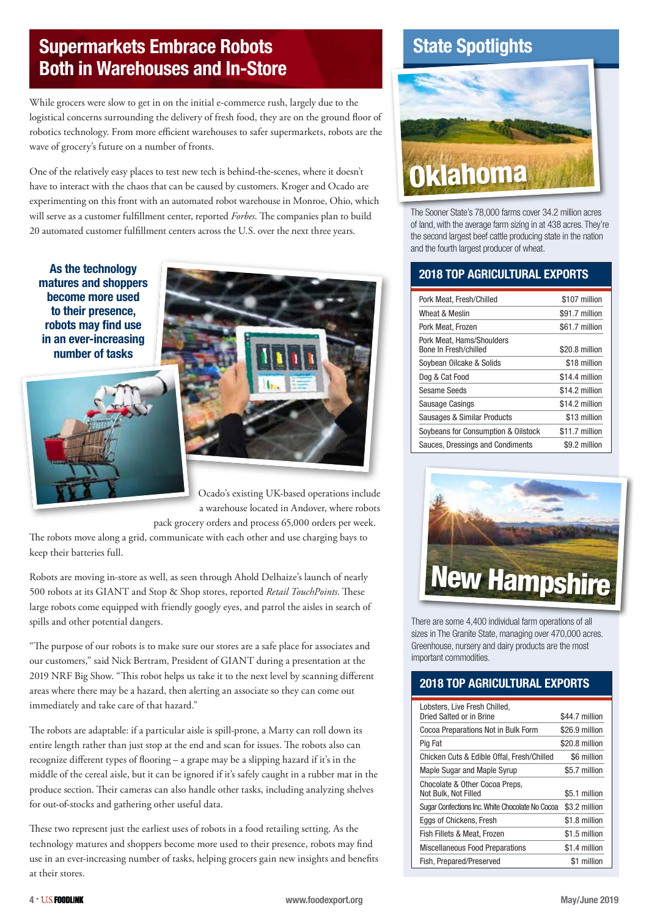## Supermarkets Embrace Robots Both in Warehouses and In-Store

While grocers were slow to get in on the initial e-commerce rush, largely due to the logistical concerns surrounding the delivery of fresh food, they are on the ground floor of robotics technology. From more efficient warehouses to safer supermarkets, robots are the wave of grocery's future on a number of fronts.

One of the relatively easy places to test new tech is behind-the-scenes, where it doesn't have to interact with the chaos that can be caused by customers. Kroger and Ocado are experimenting on this front with an automated robot warehouse in Monroe, Ohio, which will serve as a customer fulfillment center, reported *Forbes*. The companies plan to build 20 automated customer fulfillment centers across the U.S. over the next three years.

**As the technology matures and shoppers become more used to their presence, robots may find use in an ever-increasing number of tasks**

Ocado's existing UK-based operations include a warehouse located in Andover, where robots pack grocery orders and process 65,000 orders per week. The robots move along a grid, communicate with each other and use charging bays to keep their batteries full.

Robots are moving in-store as well, as seen through Ahold Delhaize's launch of nearly 500 robots at its GIANT and Stop & Shop stores, reported *Retail TouchPoints*. These large robots come equipped with friendly googly eyes, and patrol the aisles in search of spills and other potential dangers.

"The purpose of our robots is to make sure our stores are a safe place for associates and our customers," said Nick Bertram, President of GIANT during a presentation at the 2019 NRF Big Show. "This robot helps us take it to the next level by scanning different areas where there may be a hazard, then alerting an associate so they can come out immediately and take care of that hazard."

The robots are adaptable: if a particular aisle is spill-prone, a Marty can roll down its entire length rather than just stop at the end and scan for issues. The robots also can recognize different types of flooring – a grape may be a slipping hazard if it's in the middle of the cereal aisle, but it can be ignored if it's safely caught in a rubber mat in the produce section. Their cameras can also handle other tasks, including analyzing shelves for out-of-stocks and gathering other useful data.

These two represent just the earliest uses of robots in a food retailing setting. As the technology matures and shoppers become more used to their presence, robots may find use in an ever-increasing number of tasks, helping grocers gain new insights and benefits at their stores.

## State Spotlights

### Oklahoma

The Sooner State's 78,000 farms cover 34.2 million acres of land, with the average farm sizing in at 438 acres. They're the second largest beef cattle producing state in the nation and the fourth largest producer of wheat.

#### 2018 TOP AGRICULTURAL EXPORTS

| Product | Value |
| --- | --- |
| Pork Meat, Fresh/Chilled | $107 million |
| Wheat & Meslin | $91.7 million |
| Pork Meat, Frozen | $61.7 million |
| Pork Meat, Hams/Shoulders Bone In Fresh/chilled | $20.8 million |
| Soybean Oilcake & Solids | $18 million |
| Dog & Cat Food | $14.4 million |
| Sesame Seeds | $14.2 million |
| Sausage Casings | $14.2 million |
| Sausages & Similar Products | $13 million |
| Soybeans for Consumption & Oilstock | $11.7 million |
| Sauces, Dressings and Condiments | $9.2 million |

### New Hampshire

There are some 4,400 individual farm operations of all sizes in The Granite State, managing over 470,000 acres. Greenhouse, nursery and dairy products are the most important commodities.

#### 2018 TOP AGRICULTURAL EXPORTS

| Product | Value |
| --- | --- |
| Lobsters, Live Fresh Chilled, Dried Salted or in Brine | $44.7 million |
| Cocoa Preparations Not in Bulk Form | $26.9 million |
| Pig Fat | $20.8 million |
| Chicken Cuts & Edible Offal, Fresh/Chilled | $6 million |
| Maple Sugar and Maple Syrup | $5.7 million |
| Chocolate & Other Cocoa Preps, Not Bulk, Not Filled | $5.1 million |
| Sugar Confections Inc. White Chocolate No Cocoa | $3.2 million |
| Eggs of Chickens, Fresh | $1.8 million |
| Fish Fillets & Meat, Frozen | $1.5 million |
| Miscellaneous Food Preparations | $1.4 million |
| Fish, Prepared/Preserved | $1 million |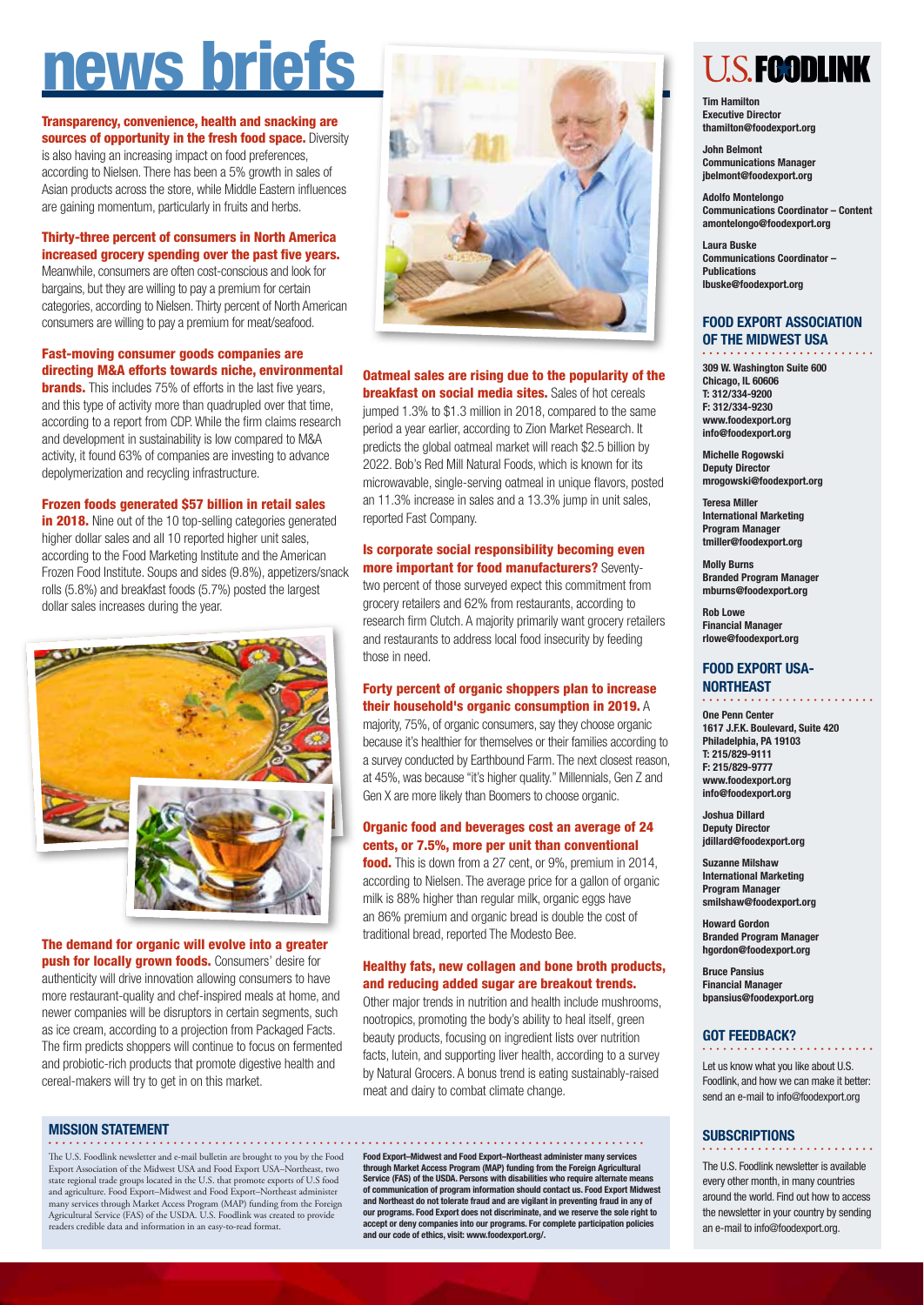# news briefs

**Transparency, convenience, health and snacking are sources of opportunity in the fresh food space.** Diversity is also having an increasing impact on food preferences, according to Nielsen. There has been a 5% growth in sales of Asian products across the store, while Middle Eastern influences are gaining momentum, particularly in fruits and herbs.

**Thirty-three percent of consumers in North America increased grocery spending over the past five years.** Meanwhile, consumers are often cost-conscious and look for bargains, but they are willing to pay a premium for certain categories, according to Nielsen. Thirty percent of North American consumers are willing to pay a premium for meat/seafood.

**Fast-moving consumer goods companies are directing M&A efforts towards niche, environmental brands.** This includes 75% of efforts in the last five years, and this type of activity more than quadrupled over that time, according to a report from CDP. While the firm claims research and development in sustainability is low compared to M&A activity, it found 63% of companies are investing to advance depolymerization and recycling infrastructure.

**Frozen foods generated $57 billion in retail sales in 2018.** Nine out of the 10 top-selling categories generated higher dollar sales increases and all 10 reported higher unit sales, according to the Food Marketing Institute and the American Frozen Food Institute. Soups and sides (9.8%), appetizers/snack rolls (5.8%) and breakfast foods (5.7%) posted the largest dollar sales increases during the year.

**The demand for organic will evolve into a greater push for locally grown foods.** Consumers' desire for authenticity will drive innovation allowing consumers to have more restaurant-quality and chef-inspired meals at home, and newer companies will be disruptors in certain segments, such as ice cream, according to a projection from Packaged Facts. The firm predicts shoppers will continue to focus on fermented and probiotic-rich products that promote digestive health and cereal-makers will try to get in on this market.

**Oatmeal sales are rising due to the popularity of the breakfast on social media sites.** Sales of hot cereals jumped 1.3% to $1.3 million in 2018, compared to the same period a year earlier, according to Zion Market Research. It predicts the global oatmeal market will reach $2.5 billion by 2022. Bob's Red Mill Natural Foods, which is known for its microwavable, single-serving oatmeal in unique flavors, posted an 11.3% increase in sales and a 13.3% jump in unit sales, reported Fast Company.

**Is corporate social responsibility becoming even more important for food manufacturers?** Seventy-two percent of those surveyed expect this commitment from grocery retailers and 62% from restaurants, according to research firm Clutch. A majority primarily want grocery retailers and restaurants to address local food insecurity by feeding those in need.

**Forty percent of organic shoppers plan to increase their household's organic consumption in 2019.** A majority, 75%, of organic consumers, say they choose organic because it's healthier for themselves or their families according to a survey conducted by Earthbound Farm. The next closest reason, at 45%, was because "it's higher quality." Millennials, Gen Z and Gen X are more likely than Boomers to choose organic.

**Organic food and beverages cost an average of 24 cents, or 7.5%, more per unit than conventional food.** This is down from a 27 cent, or 9%, premium in 2014, according to Nielsen. The average price for a gallon of organic milk is 88% higher than regular milk, organic eggs have an 86% premium and organic bread is double the cost of traditional bread, reported The Modesto Bee.

**Healthy fats, new collagen and bone broth products, and reducing added sugar are breakout trends.** Other major trends in nutrition and health include mushrooms, nootropics, promoting the body's ability to heal itself, green beauty products, focusing on ingredient lists over nutrition facts, lutein, and supporting liver health, according to a survey by Natural Grocers. A bonus trend is eating sustainably-raised meat and dairy to combat climate change.

## MISSION STATEMENT

The U.S. Foodlink newsletter and e-mail bulletin are brought to you by the Food Export Association of the Midwest USA and Food Export USA–Northeast, two state regional trade groups located in the U.S. that promote exports of U.S food and agriculture. Food Export–Midwest and Food Export–Northeast administer many services through Market Access Program (MAP) funding from the Foreign Agricultural Service (FAS) of the USDA. U.S. Foodlink was created to provide readers credible data and information in an easy-to-read format.

**Food Export–Midwest and Food Export–Northeast administer many services through Market Access Program (MAP) funding from the Foreign Agricultural Service (FAS) of the USDA. Persons with disabilities who require alternate means of communication of program information should contact us. Food Export Midwest and Northeast do not tolerate fraud and are vigilant in preventing fraud in any of our programs. Food Export does not discriminate, and we reserve the sole right to accept or deny companies into our programs. For complete participation policies and our code of ethics, visit: www.foodexport.org/.**

# U.S. FOODLINK

**Tim Hamilton**
**Executive Director**
**thamilton@foodexport.org**

**John Belmont**
**Communications Manager**
**jbelmont@foodexport.org**

**Adolfo Montelongo**
**Communications Coordinator – Content**
**amontelongo@foodexport.org**

**Laura Buske**
**Communications Coordinator – Publications**
**lbuske@foodexport.org**

## FOOD EXPORT ASSOCIATION OF THE MIDWEST USA

**309 W. Washington Suite 600**
**Chicago, IL 60606**
**T: 312/334-9200**
**F: 312/334-9230**
**www.foodexport.org**
**info@foodexport.org**

**Michelle Rogowski**
**Deputy Director**
**mrogowski@foodexport.org**

**Teresa Miller**
**International Marketing Program Manager**
**tmiller@foodexport.org**

**Molly Burns**
**Branded Program Manager**
**mburns@foodexport.org**

**Rob Lowe**
**Financial Manager**
**rlowe@foodexport.org**

## FOOD EXPORT USA-NORTHEAST

**One Penn Center**
**1617 J.F.K. Boulevard, Suite 420**
**Philadelphia, PA 19103**
**T: 215/829-9111**
**F: 215/829-9777**
**www.foodexport.org**
**info@foodexport.org**

**Joshua Dillard**
**Deputy Director**
**jdillard@foodexport.org**

**Suzanne Milshaw**
**International Marketing Program Manager**
**smilshaw@foodexport.org**

**Howard Gordon**
**Branded Program Manager**
**hgordon@foodexport.org**

**Bruce Pansius**
**Financial Manager**
**bpansius@foodexport.org**

## GOT FEEDBACK?

Let us know what you like about U.S. Foodlink, and how we can make it better: send an e-mail to info@foodexport.org

## SUBSCRIPTIONS

The U.S. Foodlink newsletter is available every other month, in many countries around the world. Find out how to access the newsletter in your country by sending an e-mail to info@foodexport.org.